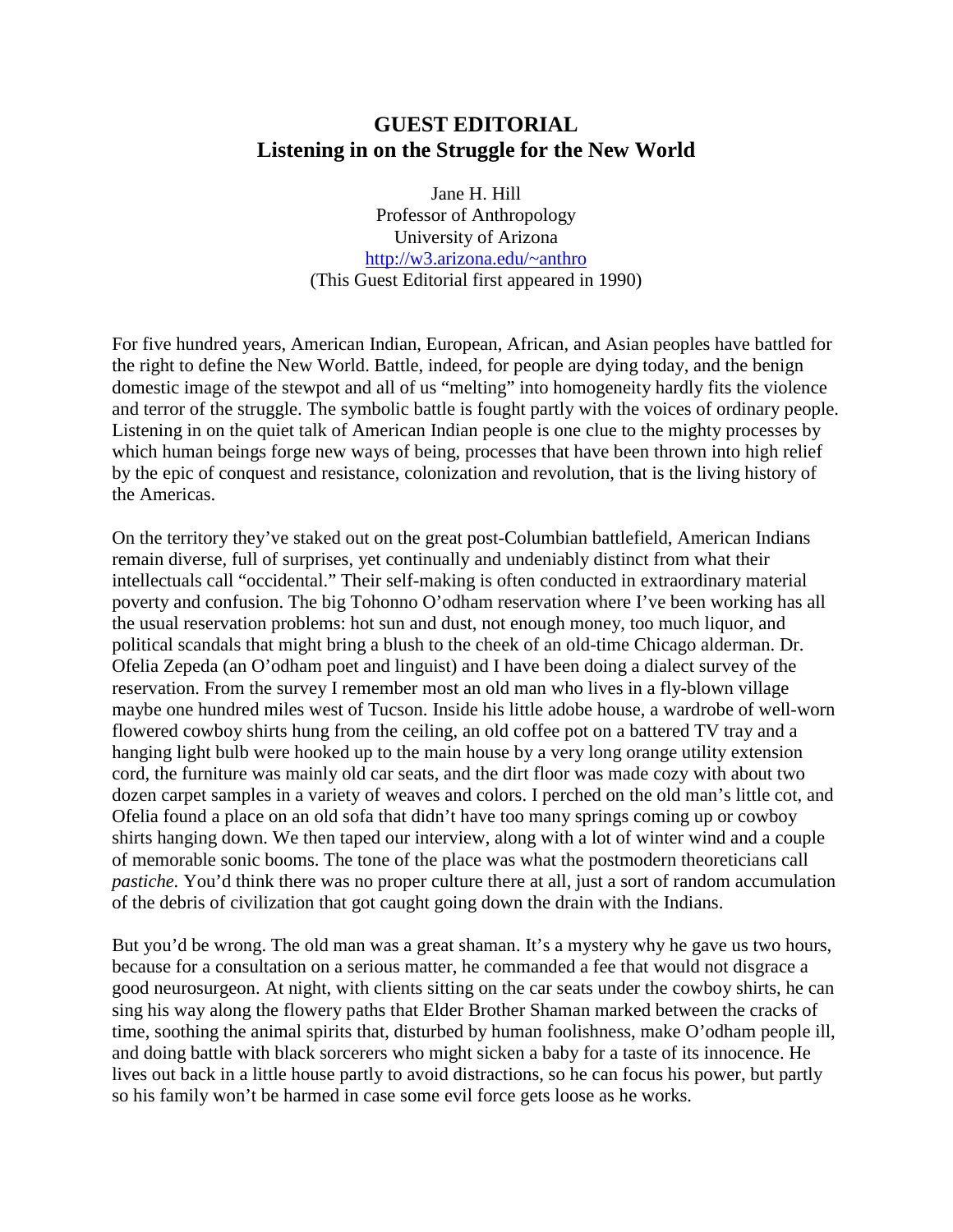# GUEST EDITORIAL
# Listening in on the Struggle for the New World

Jane H. Hill
Professor of Anthropology
University of Arizona
http://w3.arizona.edu/~anthro
(This Guest Editorial first appeared in 1990)

For five hundred years, American Indian, European, African, and Asian peoples have battled for the right to define the New World. Battle, indeed, for people are dying today, and the benign domestic image of the stewpot and all of us "melting" into homogeneity hardly fits the violence and terror of the struggle. The symbolic battle is fought partly with the voices of ordinary people. Listening in on the quiet talk of American Indian people is one clue to the mighty processes by which human beings forge new ways of being, processes that have been thrown into high relief by the epic of conquest and resistance, colonization and revolution, that is the living history of the Americas.

On the territory they've staked out on the great post-Columbian battlefield, American Indians remain diverse, full of surprises, yet continually and undeniably distinct from what their intellectuals call "occidental." Their self-making is often conducted in extraordinary material poverty and confusion. The big Tohonno O'odham reservation where I've been working has all the usual reservation problems: hot sun and dust, not enough money, too much liquor, and political scandals that might bring a blush to the cheek of an old-time Chicago alderman. Dr. Ofelia Zepeda (an O'odham poet and linguist) and I have been doing a dialect survey of the reservation. From the survey I remember most an old man who lives in a fly-blown village maybe one hundred miles west of Tucson. Inside his little adobe house, a wardrobe of well-worn flowered cowboy shirts hung from the ceiling, an old coffee pot on a battered TV tray and a hanging light bulb were hooked up to the main house by a very long orange utility extension cord, the furniture was mainly old car seats, and the dirt floor was made cozy with about two dozen carpet samples in a variety of weaves and colors. I perched on the old man's little cot, and Ofelia found a place on an old sofa that didn't have too many springs coming up or cowboy shirts hanging down. We then taped our interview, along with a lot of winter wind and a couple of memorable sonic booms. The tone of the place was what the postmodern theoreticians call *pastiche.* You'd think there was no proper culture there at all, just a sort of random accumulation of the debris of civilization that got caught going down the drain with the Indians.

But you'd be wrong. The old man was a great shaman. It's a mystery why he gave us two hours, because for a consultation on a serious matter, he commanded a fee that would not disgrace a good neurosurgeon. At night, with clients sitting on the car seats under the cowboy shirts, he can sing his way along the flowery paths that Elder Brother Shaman marked between the cracks of time, soothing the animal spirits that, disturbed by human foolishness, make O'odham people ill, and doing battle with black sorcerers who might sicken a baby for a taste of its innocence. He lives out back in a little house partly to avoid distractions, so he can focus his power, but partly so his family won't be harmed in case some evil force gets loose as he works.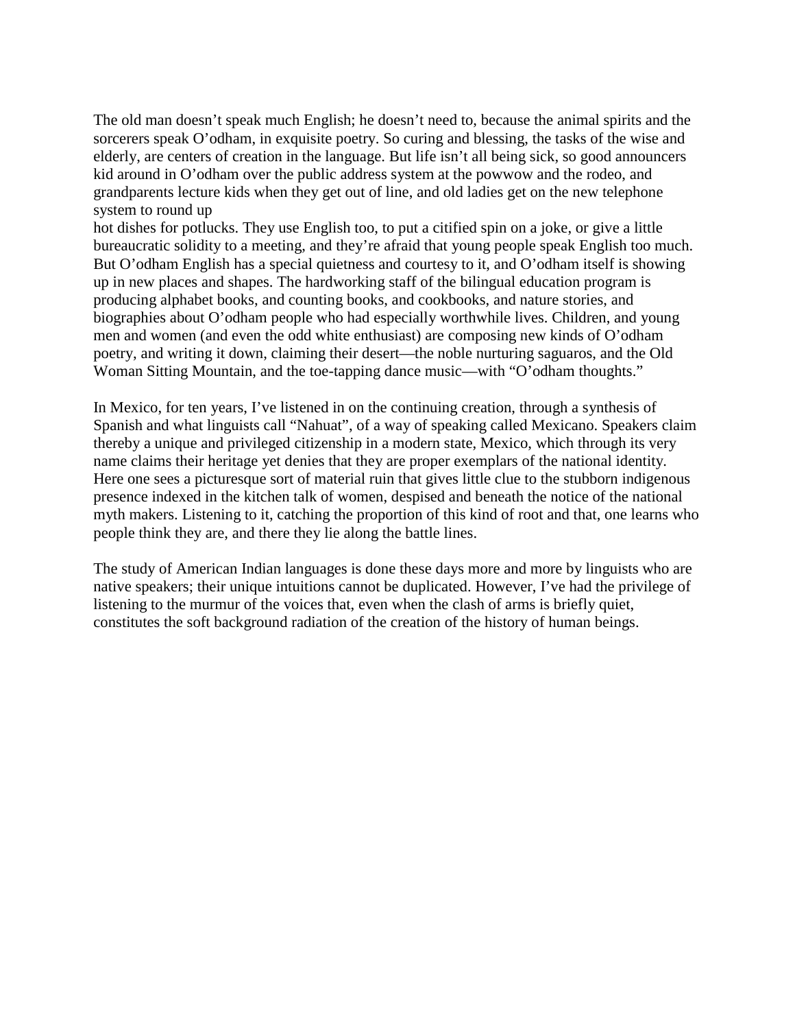The old man doesn't speak much English; he doesn't need to, because the animal spirits and the sorcerers speak O'odham, in exquisite poetry. So curing and blessing, the tasks of the wise and elderly, are centers of creation in the language. But life isn't all being sick, so good announcers kid around in O'odham over the public address system at the powwow and the rodeo, and grandparents lecture kids when they get out of line, and old ladies get on the new telephone system to round up hot dishes for potlucks. They use English too, to put a citified spin on a joke, or give a little bureaucratic solidity to a meeting, and they're afraid that young people speak English too much. But O'odham English has a special quietness and courtesy to it, and O'odham itself is showing up in new places and shapes. The hardworking staff of the bilingual education program is producing alphabet books, and counting books, and cookbooks, and nature stories, and biographies about O'odham people who had especially worthwhile lives. Children, and young men and women (and even the odd white enthusiast) are composing new kinds of O'odham poetry, and writing it down, claiming their desert—the noble nurturing saguaros, and the Old Woman Sitting Mountain, and the toe-tapping dance music—with "O'odham thoughts."

In Mexico, for ten years, I've listened in on the continuing creation, through a synthesis of Spanish and what linguists call "Nahuat", of a way of speaking called Mexicano. Speakers claim thereby a unique and privileged citizenship in a modern state, Mexico, which through its very name claims their heritage yet denies that they are proper exemplars of the national identity. Here one sees a picturesque sort of material ruin that gives little clue to the stubborn indigenous presence indexed in the kitchen talk of women, despised and beneath the notice of the national myth makers. Listening to it, catching the proportion of this kind of root and that, one learns who people think they are, and there they lie along the battle lines.

The study of American Indian languages is done these days more and more by linguists who are native speakers; their unique intuitions cannot be duplicated. However, I've had the privilege of listening to the murmur of the voices that, even when the clash of arms is briefly quiet, constitutes the soft background radiation of the creation of the history of human beings.